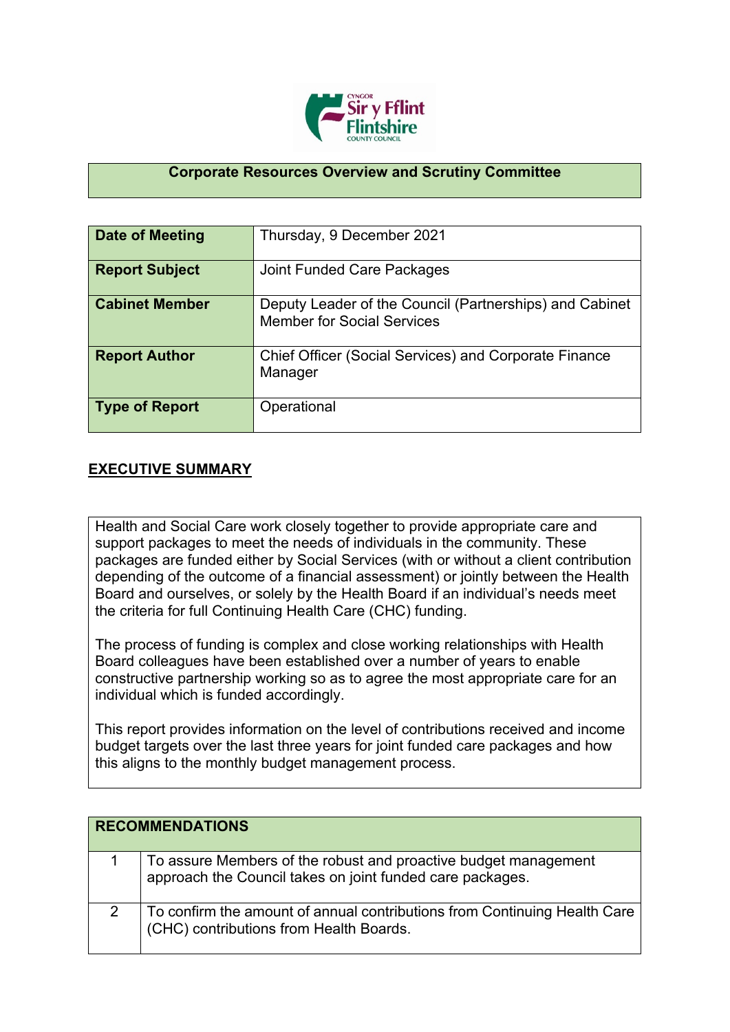## Corporate Resources Overview and Scrutiny Committee

| | |
|---|---|
| **Date of Meeting** | Thursday, 9 December 2021 |
| **Report Subject** | Joint Funded Care Packages |
| **Cabinet Member** | Deputy Leader of the Council (Partnerships) and Cabinet Member for Social Services |
| **Report Author** | Chief Officer (Social Services) and Corporate Finance Manager |
| **Type of Report** | Operational |

## EXECUTIVE SUMMARY

Health and Social Care work closely together to provide appropriate care and support packages to meet the needs of individuals in the community. These packages are funded either by Social Services (with or without a client contribution depending of the outcome of a financial assessment) or jointly between the Health Board and ourselves, or solely by the Health Board if an individual's needs meet the criteria for full Continuing Health Care (CHC) funding.

The process of funding is complex and close working relationships with Health Board colleagues have been established over a number of years to enable constructive partnership working so as to agree the most appropriate care for an individual which is funded accordingly.

This report provides information on the level of contributions received and income budget targets over the last three years for joint funded care packages and how this aligns to the monthly budget management process.

| **RECOMMENDATIONS** | |
|---|---|
| 1 | To assure Members of the robust and proactive budget management approach the Council takes on joint funded care packages. |
| 2 | To confirm the amount of annual contributions from Continuing Health Care (CHC) contributions from Health Boards. |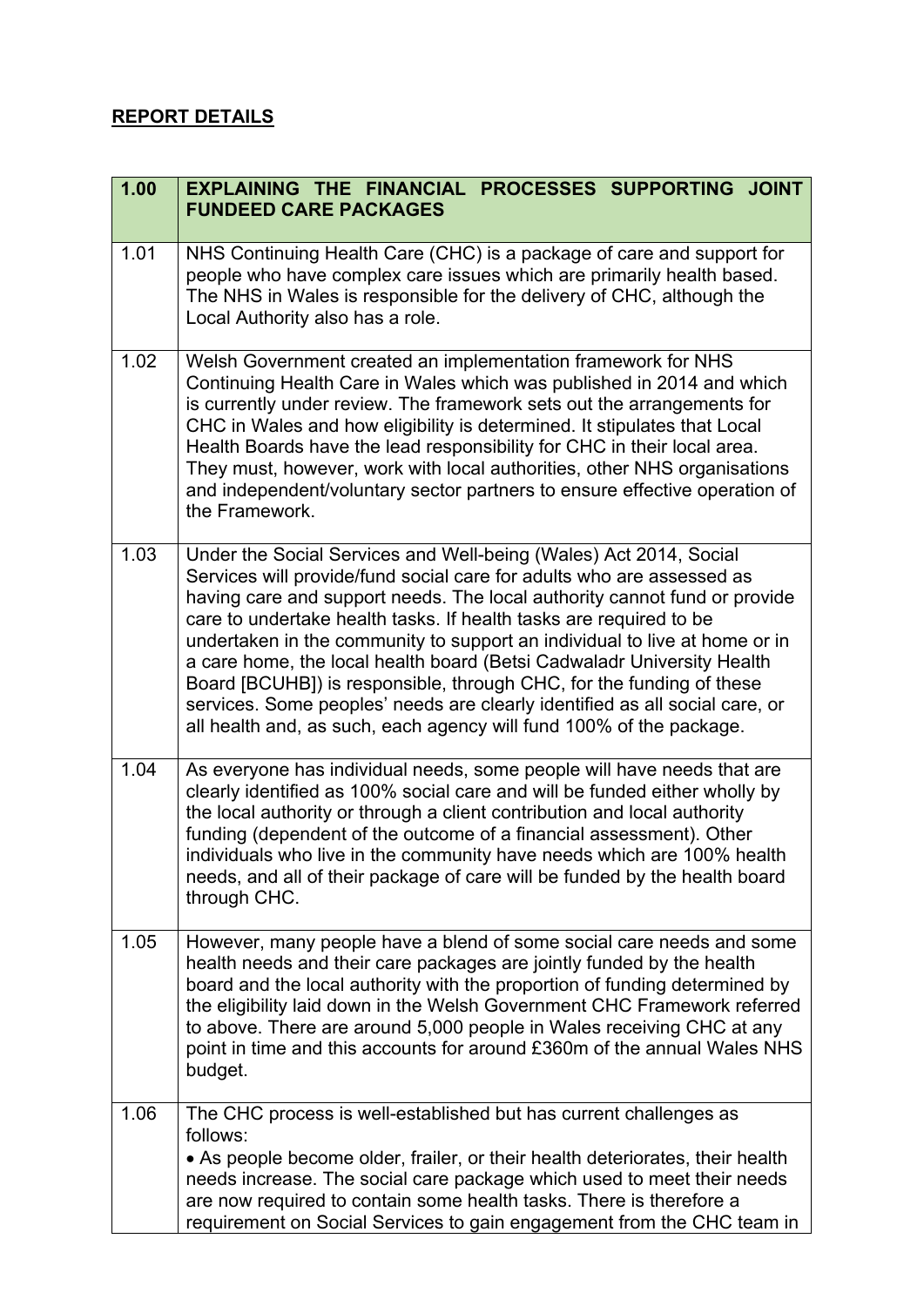## REPORT DETAILS

| 1.00 | EXPLAINING THE FINANCIAL PROCESSES SUPPORTING JOINT FUNDEED CARE PACKAGES |
|---|---|
| 1.01 | NHS Continuing Health Care (CHC) is a package of care and support for people who have complex care issues which are primarily health based. The NHS in Wales is responsible for the delivery of CHC, although the Local Authority also has a role. |
| 1.02 | Welsh Government created an implementation framework for NHS Continuing Health Care in Wales which was published in 2014 and which is currently under review. The framework sets out the arrangements for CHC in Wales and how eligibility is determined. It stipulates that Local Health Boards have the lead responsibility for CHC in their local area. They must, however, work with local authorities, other NHS organisations and independent/voluntary sector partners to ensure effective operation of the Framework. |
| 1.03 | Under the Social Services and Well-being (Wales) Act 2014, Social Services will provide/fund social care for adults who are assessed as having care and support needs. The local authority cannot fund or provide care to undertake health tasks. If health tasks are required to be undertaken in the community to support an individual to live at home or in a care home, the local health board (Betsi Cadwaladr University Health Board [BCUHB]) is responsible, through CHC, for the funding of these services. Some peoples' needs are clearly identified as all social care, or all health and, as such, each agency will fund 100% of the package. |
| 1.04 | As everyone has individual needs, some people will have needs that are clearly identified as 100% social care and will be funded either wholly by the local authority or through a client contribution and local authority funding (dependent of the outcome of a financial assessment). Other individuals who live in the community have needs which are 100% health needs, and all of their package of care will be funded by the health board through CHC. |
| 1.05 | However, many people have a blend of some social care needs and some health needs and their care packages are jointly funded by the health board and the local authority with the proportion of funding determined by the eligibility laid down in the Welsh Government CHC Framework referred to above. There are around 5,000 people in Wales receiving CHC at any point in time and this accounts for around £360m of the annual Wales NHS budget. |
| 1.06 | The CHC process is well-established but has current challenges as follows:<br>• As people become older, frailer, or their health deteriorates, their health needs increase. The social care package which used to meet their needs are now required to contain some health tasks. There is therefore a requirement on Social Services to gain engagement from the CHC team in |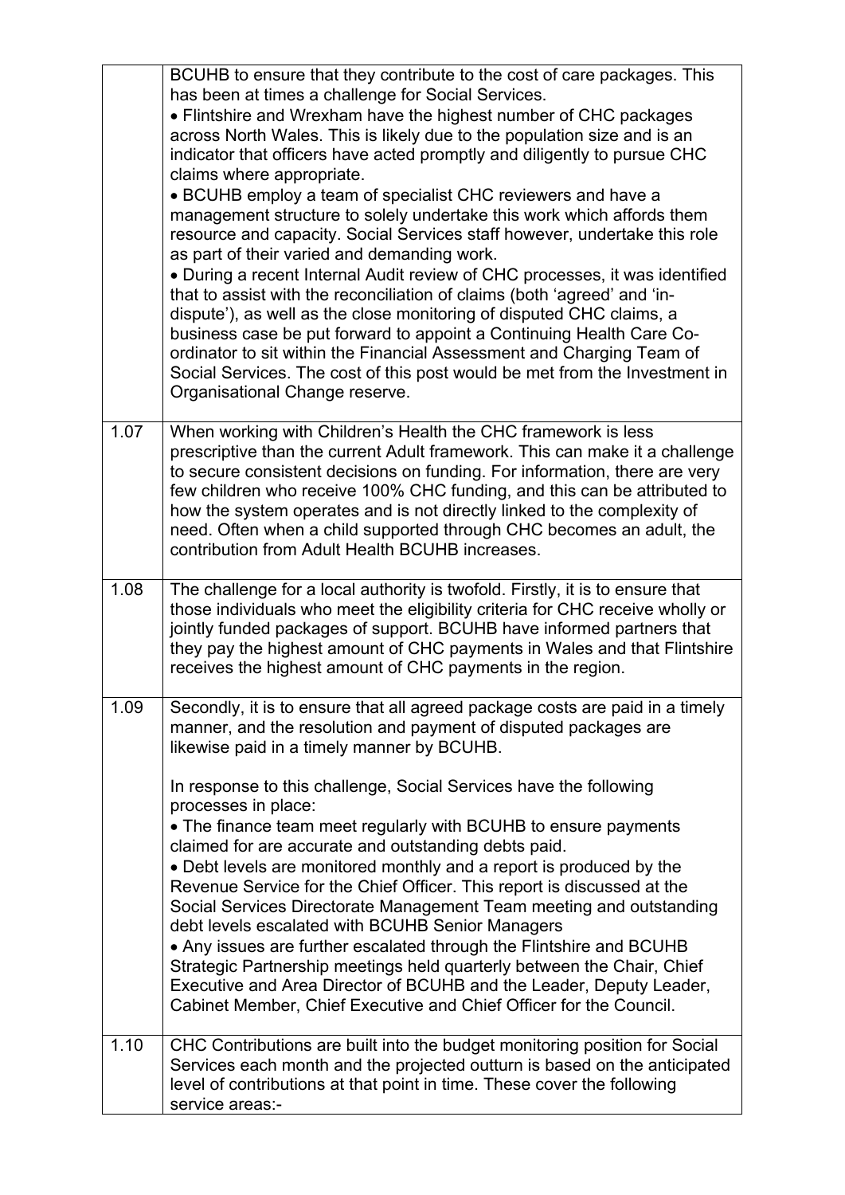|  |  |
|---|---|
|  | BCUHB to ensure that they contribute to the cost of care packages. This has been at times a challenge for Social Services.<br>• Flintshire and Wrexham have the highest number of CHC packages across North Wales. This is likely due to the population size and is an indicator that officers have acted promptly and diligently to pursue CHC claims where appropriate.<br>• BCUHB employ a team of specialist CHC reviewers and have a management structure to solely undertake this work which affords them resource and capacity. Social Services staff however, undertake this role as part of their varied and demanding work.<br>• During a recent Internal Audit review of CHC processes, it was identified that to assist with the reconciliation of claims (both 'agreed' and 'in-dispute'), as well as the close monitoring of disputed CHC claims, a business case be put forward to appoint a Continuing Health Care Co-ordinator to sit within the Financial Assessment and Charging Team of Social Services. The cost of this post would be met from the Investment in Organisational Change reserve. |
| 1.07 | When working with Children's Health the CHC framework is less prescriptive than the current Adult framework. This can make it a challenge to secure consistent decisions on funding. For information, there are very few children who receive 100% CHC funding, and this can be attributed to how the system operates and is not directly linked to the complexity of need. Often when a child supported through CHC becomes an adult, the contribution from Adult Health BCUHB increases. |
| 1.08 | The challenge for a local authority is twofold. Firstly, it is to ensure that those individuals who meet the eligibility criteria for CHC receive wholly or jointly funded packages of support. BCUHB have informed partners that they pay the highest amount of CHC payments in Wales and that Flintshire receives the highest amount of CHC payments in the region. |
| 1.09 | Secondly, it is to ensure that all agreed package costs are paid in a timely manner, and the resolution and payment of disputed packages are likewise paid in a timely manner by BCUHB.<br><br>In response to this challenge, Social Services have the following processes in place:<br>• The finance team meet regularly with BCUHB to ensure payments claimed for are accurate and outstanding debts paid.<br>• Debt levels are monitored monthly and a report is produced by the Revenue Service for the Chief Officer. This report is discussed at the Social Services Directorate Management Team meeting and outstanding debt levels escalated with BCUHB Senior Managers<br>• Any issues are further escalated through the Flintshire and BCUHB Strategic Partnership meetings held quarterly between the Chair, Chief Executive and Area Director of BCUHB and the Leader, Deputy Leader, Cabinet Member, Chief Executive and Chief Officer for the Council. |
| 1.10 | CHC Contributions are built into the budget monitoring position for Social Services each month and the projected outturn is based on the anticipated level of contributions at that point in time. These cover the following service areas:- |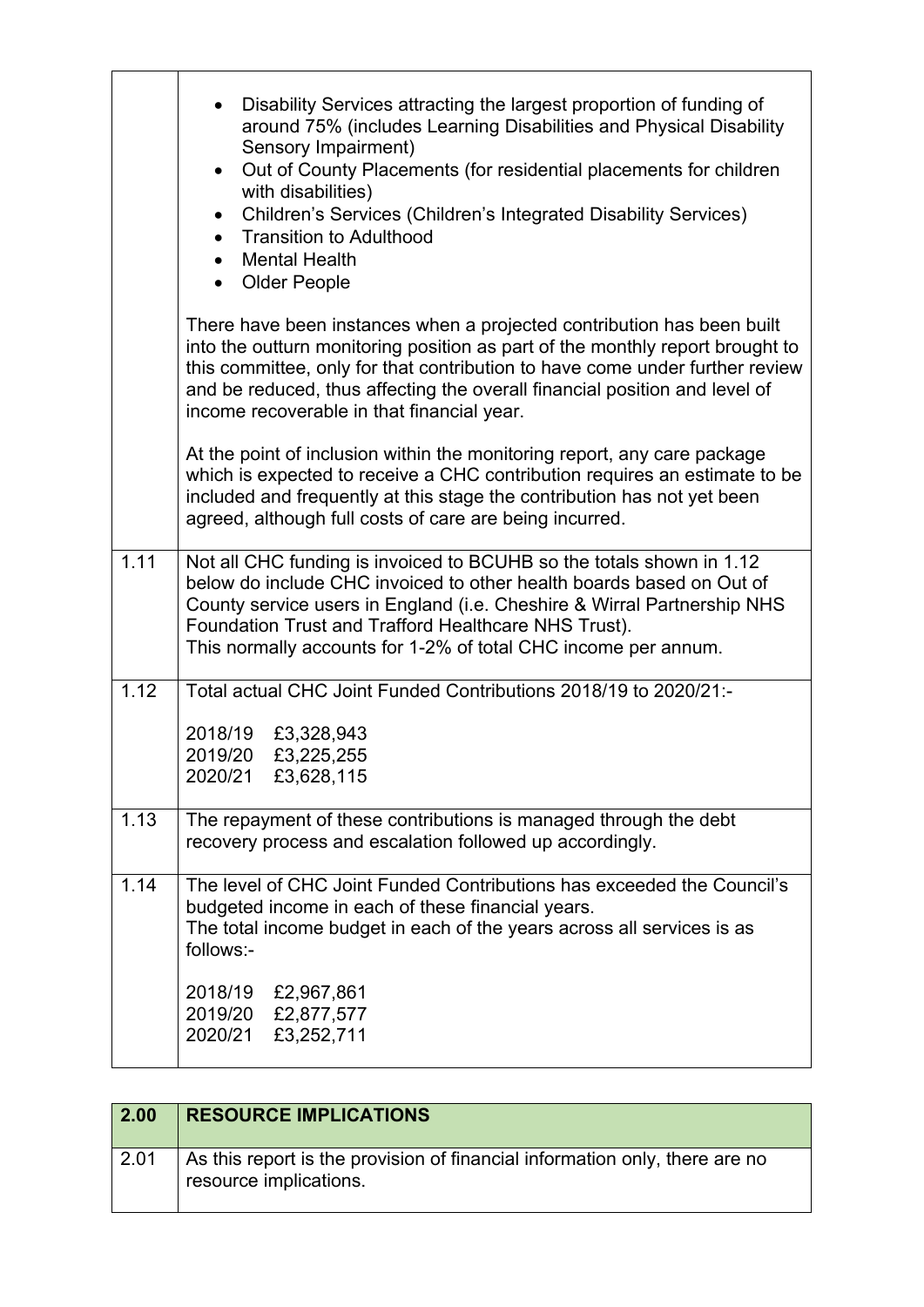|  |  |
|---|---|
|  | • Disability Services attracting the largest proportion of funding of around 75% (includes Learning Disabilities and Physical Disability Sensory Impairment)<br>• Out of County Placements (for residential placements for children with disabilities)<br>• Children's Services (Children's Integrated Disability Services)<br>• Transition to Adulthood<br>• Mental Health<br>• Older People<br><br>There have been instances when a projected contribution has been built into the outturn monitoring position as part of the monthly report brought to this committee, only for that contribution to have come under further review and be reduced, thus affecting the overall financial position and level of income recoverable in that financial year.<br><br>At the point of inclusion within the monitoring report, any care package which is expected to receive a CHC contribution requires an estimate to be included and frequently at this stage the contribution has not yet been agreed, although full costs of care are being incurred. |
| 1.11 | Not all CHC funding is invoiced to BCUHB so the totals shown in 1.12 below do include CHC invoiced to other health boards based on Out of County service users in England (i.e. Cheshire & Wirral Partnership NHS Foundation Trust and Trafford Healthcare NHS Trust).<br>This normally accounts for 1-2% of total CHC income per annum. |
| 1.12 | Total actual CHC Joint Funded Contributions 2018/19 to 2020/21:-<br><br>2018/19 £3,328,943<br>2019/20 £3,225,255<br>2020/21 £3,628,115 |
| 1.13 | The repayment of these contributions is managed through the debt recovery process and escalation followed up accordingly. |
| 1.14 | The level of CHC Joint Funded Contributions has exceeded the Council's budgeted income in each of these financial years.<br>The total income budget in each of the years across all services is as follows:-<br><br>2018/19 £2,967,861<br>2019/20 £2,877,577<br>2020/21 £3,252,711 |

| **2.00** | **RESOURCE IMPLICATIONS** |
|---|---|
| 2.01 | As this report is the provision of financial information only, there are no resource implications. |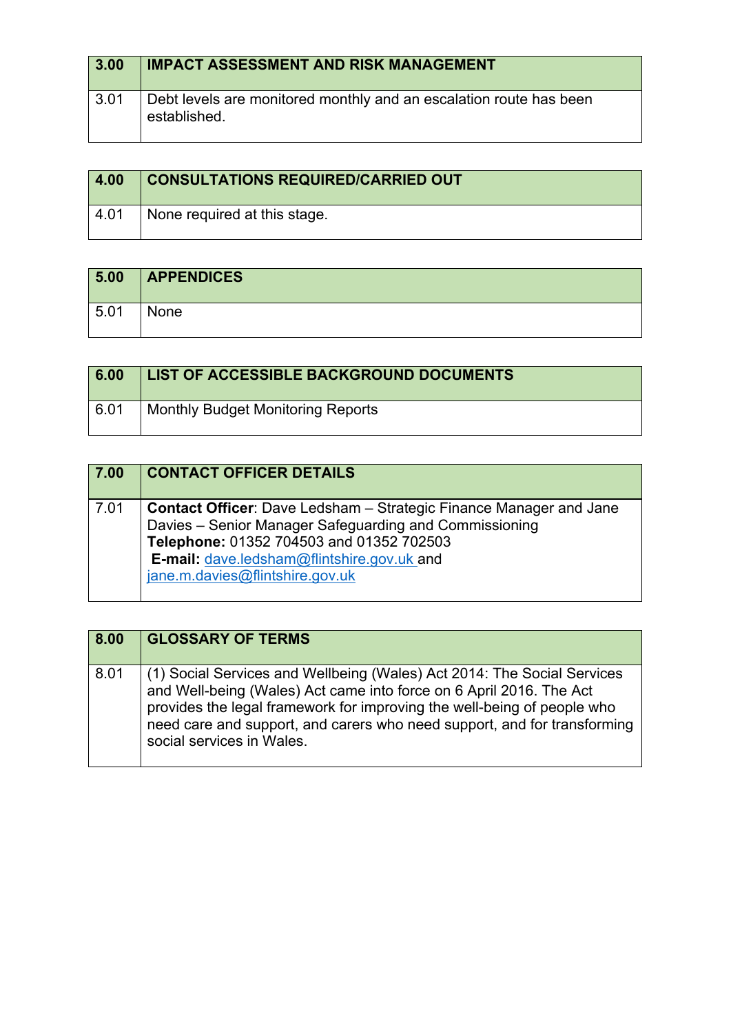| 3.00 | IMPACT ASSESSMENT AND RISK MANAGEMENT |
|---|---|
| 3.01 | Debt levels are monitored monthly and an escalation route has been established. |

| 4.00 | CONSULTATIONS REQUIRED/CARRIED OUT |
|---|---|
| 4.01 | None required at this stage. |

| 5.00 | APPENDICES |
|---|---|
| 5.01 | None |

| 6.00 | LIST OF ACCESSIBLE BACKGROUND DOCUMENTS |
|---|---|
| 6.01 | Monthly Budget Monitoring Reports |

| 7.00 | CONTACT OFFICER DETAILS |
|---|---|
| 7.01 | **Contact Officer**: Dave Ledsham – Strategic Finance Manager and Jane Davies – Senior Manager Safeguarding and Commissioning<br>**Telephone:** 01352 704503 and 01352 702503<br>**E-mail:** dave.ledsham@flintshire.gov.uk and jane.m.davies@flintshire.gov.uk |

| 8.00 | GLOSSARY OF TERMS |
|---|---|
| 8.01 | (1) Social Services and Wellbeing (Wales) Act 2014: The Social Services and Well-being (Wales) Act came into force on 6 April 2016. The Act provides the legal framework for improving the well-being of people who need care and support, and carers who need support, and for transforming social services in Wales. |